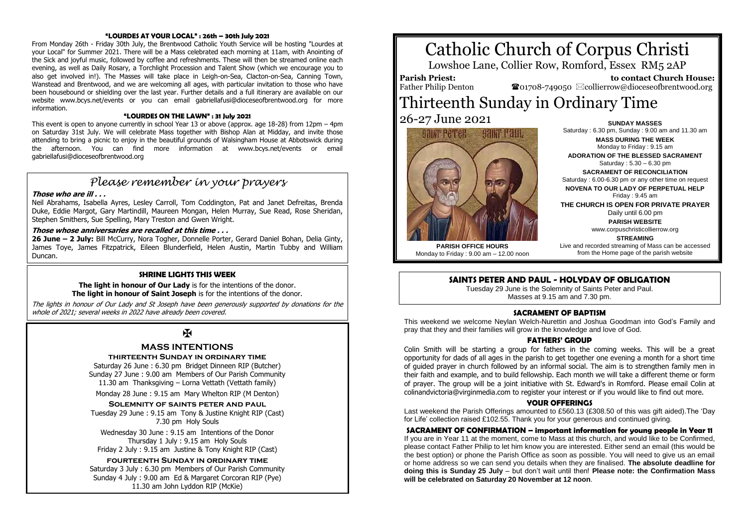# Catholic Church of Corpus Christi

Lowshoe Lane, Collier Row, Romford, Essex RM5 2AP

**Parish Priest:** Father Philip Denton

**to contact Church House:** ☎01708-749050 ✉collierrow@dioceseofbrentwood.org

# Thirteenth Sunday in Ordinary Time

26-27 June 2021

**PARISH OFFICE HOURS**
Monday to Friday : 9.00 am – 12.00 noon

**SUNDAY MASSES**
Saturday : 6.30 pm, Sunday : 9.00 am and 11.30 am

**MASS DURING THE WEEK**
Monday to Friday : 9.15 am

**ADORATION OF THE BLESSED SACRAMENT**
Saturday : 5.30 – 6.30 pm

**SACRAMENT OF RECONCILIATION**
Saturday : 6.00-6.30 pm or any other time on request

**NOVENA TO OUR LADY OF PERPETUAL HELP**
Friday : 9.45 am

**THE CHURCH IS OPEN FOR PRIVATE PRAYER**
Daily until 6.00 pm

**PARISH WEBSITE**
www.corpuschristicollierrow.org

**STREAMING**
Live and recorded streaming of Mass can be accessed from the Home page of the parish website

## SAINTS PETER AND PAUL - HOLYDAY OF OBLIGATION

Tuesday 29 June is the Solemnity of Saints Peter and Paul.
Masses at 9.15 am and 7.30 pm.

## SACRAMENT OF BAPTISM

This weekend we welcome Neylan Welch-Nurettin and Joshua Goodman into God's Family and pray that they and their families will grow in the knowledge and love of God.

## FATHERS' GROUP

Colin Smith will be starting a group for fathers in the coming weeks. This will be a great opportunity for dads of all ages in the parish to get together one evening a month for a short time of guided prayer in church followed by an informal social. The aim is to strengthen family men in their faith and example, and to build fellowship. Each month we will take a different theme or form of prayer. The group will be a joint initiative with St. Edward's in Romford. Please email Colin at colinandvictoria@virginmedia.com to register your interest or if you would like to find out more.

## YOUR OFFERINGS

Last weekend the Parish Offerings amounted to £560.13 (£308.50 of this was gift aided).The 'Day for Life' collection raised £102.55. Thank you for your generous and continued giving.

## SACRAMENT OF CONFIRMATION – important information for young people in Year 11

If you are in Year 11 at the moment, come to Mass at this church, and would like to be Confirmed, please contact Father Philip to let him know you are interested. Either send an email (this would be the best option) or phone the Parish Office as soon as possible. You will need to give us an email or home address so we can send you details when they are finalised. **The absolute deadline for doing this is Sunday 25 July** – but don't wait until then! **Please note: the Confirmation Mass will be celebrated on Saturday 20 November at 12 noon**.

## "LOURDES AT YOUR LOCAL" : 26th – 30th July 2021

From Monday 26th - Friday 30th July, the Brentwood Catholic Youth Service will be hosting "Lourdes at your Local" for Summer 2021. There will be a Mass celebrated each morning at 11am, with Anointing of the Sick and joyful music, followed by coffee and refreshments. These will then be streamed online each evening, as well as Daily Rosary, a Torchlight Procession and Talent Show (which we encourage you to also get involved in!). The Masses will take place in Leigh-on-Sea, Clacton-on-Sea, Canning Town, Wanstead and Brentwood, and we are welcoming all ages, with particular invitation to those who have been housebound or shielding over the last year. Further details and a full itinerary are available on our website www.bcys.net/events or you can email gabriellafusi@dioceseofbrentwood.org for more information.

## "LOURDES ON THE LAWN" : 31 July 2021

This event is open to anyone currently in school Year 13 or above (approx. age 18-28) from 12pm – 4pm on Saturday 31st July. We will celebrate Mass together with Bishop Alan at Midday, and invite those attending to bring a picnic to enjoy in the beautiful grounds of Walsingham House at Abbotswick during the afternoon. You can find more information at www.bcys.net/events or email gabriellafusi@dioceseofbrentwood.org

## *Please remember in your prayers*

***Those who are ill . . .***

Neil Abrahams, Isabella Ayres, Lesley Carroll, Tom Coddington, Pat and Janet Defreitas, Brenda Duke, Eddie Margot, Gary Martindill, Maureen Mongan, Helen Murray, Sue Read, Rose Sheridan, Stephen Smithers, Sue Spelling, Mary Treston and Gwen Wright.

***Those whose anniversaries are recalled at this time . . .***

**26 June – 2 July:** Bill McCurry, Nora Togher, Donnelle Porter, Gerard Daniel Bohan, Delia Ginty, James Toye, James Fitzpatrick, Eileen Blunderfield, Helen Austin, Martin Tubby and William Duncan.

## SHRINE LIGHTS THIS WEEK

**The light in honour of Our Lady** is for the intentions of the donor.
**The light in honour of Saint Joseph** is for the intentions of the donor.

*The lights in honour of Our Lady and St Joseph have been generously supported by donations for the whole of 2021; several weeks in 2022 have already been covered.*

✠

## MASS INTENTIONS

**THIRTEENTH SUNDAY IN ORDINARY TIME**

Saturday 26 June : 6.30 pm Bridget Dinneen RIP (Butcher)
Sunday 27 June : 9.00 am Members of Our Parish Community
11.30 am Thanksgiving – Lorna Vettath (Vettath family)

Monday 28 June : 9.15 am Mary Whelton RIP (M Denton)

**SOLEMNITY OF SAINTS PETER AND PAUL**

Tuesday 29 June : 9.15 am Tony & Justine Knight RIP (Cast)
7.30 pm Holy Souls

Wednesday 30 June : 9.15 am Intentions of the Donor
Thursday 1 July : 9.15 am Holy Souls
Friday 2 July : 9.15 am Justine & Tony Knight RIP (Cast)

**FOURTEENTH SUNDAY IN ORDINARY TIME**

Saturday 3 July : 6.30 pm Members of Our Parish Community
Sunday 4 July : 9.00 am Ed & Margaret Corcoran RIP (Pye)
11.30 am John Lyddon RIP (McKie)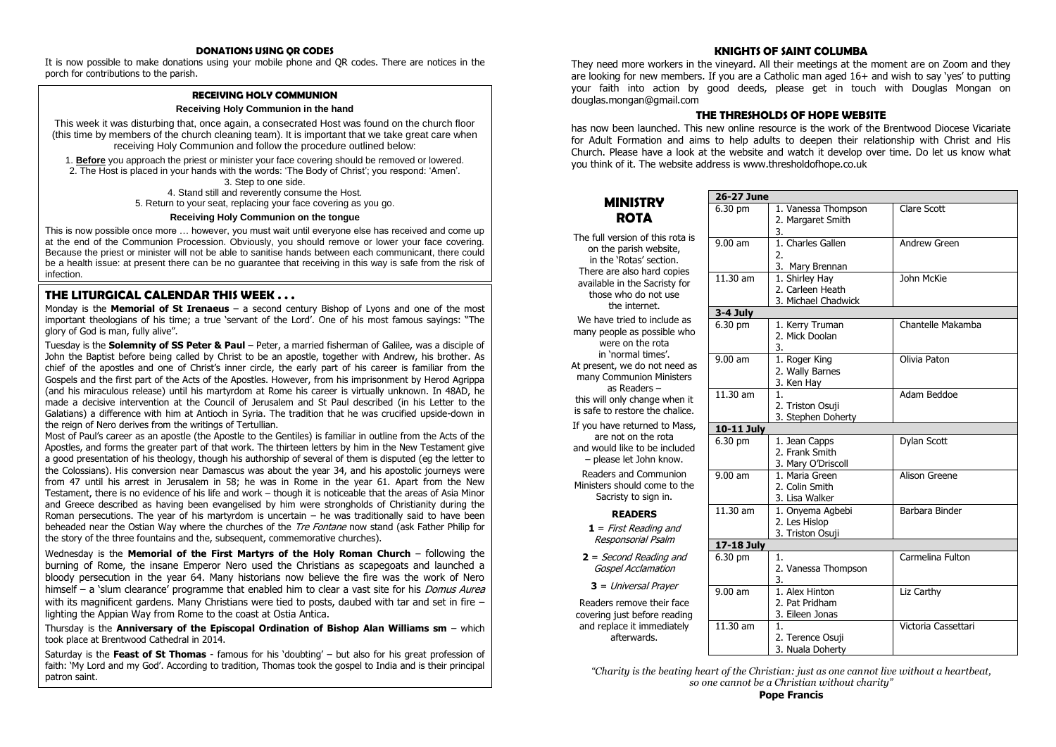#### DONATIONS USING QR CODES

It is now possible to make donations using your mobile phone and QR codes. There are notices in the porch for contributions to the parish.

#### RECEIVING HOLY COMMUNION

**Receiving Holy Communion in the hand**

This week it was disturbing that, once again, a consecrated Host was found on the church floor (this time by members of the church cleaning team). It is important that we take great care when receiving Holy Communion and follow the procedure outlined below:

1. **Before** you approach the priest or minister your face covering should be removed or lowered.
2. The Host is placed in your hands with the words: 'The Body of Christ'; you respond: 'Amen'.
3. Step to one side.
4. Stand still and reverently consume the Host.
5. Return to your seat, replacing your face covering as you go.

**Receiving Holy Communion on the tongue**

This is now possible once more … however, you must wait until everyone else has received and come up at the end of the Communion Procession. Obviously, you should remove or lower your face covering. Because the priest or minister will not be able to sanitise hands between each communicant, there could be a health issue: at present there can be no guarantee that receiving in this way is safe from the risk of infection.

## THE LITURGICAL CALENDAR THIS WEEK . . .

Monday is the **Memorial of St Irenaeus** – a second century Bishop of Lyons and one of the most important theologians of his time; a true 'servant of the Lord'. One of his most famous sayings: "The glory of God is man, fully alive".

Tuesday is the **Solemnity of SS Peter & Paul** – Peter, a married fisherman of Galilee, was a disciple of John the Baptist before being called by Christ to be an apostle, together with Andrew, his brother. As chief of the apostles and one of Christ's inner circle, the early part of his career is familiar from the Gospels and the first part of the Acts of the Apostles. However, from his imprisonment by Herod Agrippa (and his miraculous release) until his martyrdom at Rome his career is virtually unknown. In 48AD, he made a decisive intervention at the Council of Jerusalem and St Paul described (in his Letter to the Galatians) a difference with him at Antioch in Syria. The tradition that he was crucified upside-down in the reign of Nero derives from the writings of Tertullian.

Most of Paul's career as an apostle (the Apostle to the Gentiles) is familiar in outline from the Acts of the Apostles, and forms the greater part of that work. The thirteen letters by him in the New Testament give a good presentation of his theology, though his authorship of several of them is disputed (eg the letter to the Colossians). His conversion near Damascus was about the year 34, and his apostolic journeys were from 47 until his arrest in Jerusalem in 58; he was in Rome in the year 61. Apart from the New Testament, there is no evidence of his life and work – though it is noticeable that the areas of Asia Minor and Greece described as having been evangelised by him were strongholds of Christianity during the Roman persecutions. The year of his martyrdom is uncertain – he was traditionally said to have been beheaded near the Ostian Way where the churches of the *Tre Fontane* now stand (ask Father Philip for the story of the three fountains and the, subsequent, commemorative churches).

Wednesday is the **Memorial of the First Martyrs of the Holy Roman Church** – following the burning of Rome, the insane Emperor Nero used the Christians as scapegoats and launched a bloody persecution in the year 64. Many historians now believe the fire was the work of Nero himself – a 'slum clearance' programme that enabled him to clear a vast site for his *Domus Aurea* with its magnificent gardens. Many Christians were tied to posts, daubed with tar and set in fire – lighting the Appian Way from Rome to the coast at Ostia Antica.

Thursday is the **Anniversary of the Episcopal Ordination of Bishop Alan Williams sm** – which took place at Brentwood Cathedral in 2014.

Saturday is the **Feast of St Thomas** - famous for his 'doubting' – but also for his great profession of faith: 'My Lord and my God'. According to tradition, Thomas took the gospel to India and is their principal patron saint.

#### KNIGHTS OF SAINT COLUMBA

They need more workers in the vineyard. All their meetings at the moment are on Zoom and they are looking for new members. If you are a Catholic man aged 16+ and wish to say 'yes' to putting your faith into action by good deeds, please get in touch with Douglas Mongan on douglas.mongan@gmail.com

#### THE THRESHOLDS OF HOPE WEBSITE

has now been launched. This new online resource is the work of the Brentwood Diocese Vicariate for Adult Formation and aims to help adults to deepen their relationship with Christ and His Church. Please have a look at the website and watch it develop over time. Do let us know what you think of it. The website address is www.thresholdofhope.co.uk

## MINISTRY ROTA

The full version of this rota is on the parish website, in the 'Rotas' section. There are also hard copies available in the Sacristy for those who do not use the internet.

We have tried to include as many people as possible who were on the rota in 'normal times'. At present, we do not need as many Communion Ministers as Readers – this will only change when it is safe to restore the chalice.

If you have returned to Mass, are not on the rota and would like to be included – please let John know.

Readers and Communion Ministers should come to the Sacristy to sign in.

**READERS**

**1** = *First Reading and Responsorial Psalm*

**2** = *Second Reading and Gospel Acclamation*

**3** = *Universal Prayer*

Readers remove their face covering just before reading and replace it immediately afterwards.

| | | |
|---|---|---|
| **26-27 June** | | |
| 6.30 pm | 1. Vanessa Thompson<br>2. Margaret Smith<br>3. | Clare Scott |
| 9.00 am | 1. Charles Gallen<br>2.<br>3. Mary Brennan | Andrew Green |
| 11.30 am | 1. Shirley Hay<br>2. Carleen Heath<br>3. Michael Chadwick | John McKie |
| **3-4 July** | | |
| 6.30 pm | 1. Kerry Truman<br>2. Mick Doolan<br>3. | Chantelle Makamba |
| 9.00 am | 1. Roger King<br>2. Wally Barnes<br>3. Ken Hay | Olivia Paton |
| 11.30 am | 1.<br>2. Triston Osuji<br>3. Stephen Doherty | Adam Beddoe |
| **10-11 July** | | |
| 6.30 pm | 1. Jean Capps<br>2. Frank Smith<br>3. Mary O'Driscoll | Dylan Scott |
| 9.00 am | 1. Maria Green<br>2. Colin Smith<br>3. Lisa Walker | Alison Greene |
| 11.30 am | 1. Onyema Agbebi<br>2. Les Hislop<br>3. Triston Osuji | Barbara Binder |
| **17-18 July** | | |
| 6.30 pm | 1.<br>2. Vanessa Thompson<br>3. | Carmelina Fulton |
| 9.00 am | 1. Alex Hinton<br>2. Pat Pridham<br>3. Eileen Jonas | Liz Carthy |
| 11.30 am | 1.<br>2. Terence Osuji<br>3. Nuala Doherty | Victoria Cassettari |

*"Charity is the beating heart of the Christian: just as one cannot live without a heartbeat, so one cannot be a Christian without charity"*

**Pope Francis**